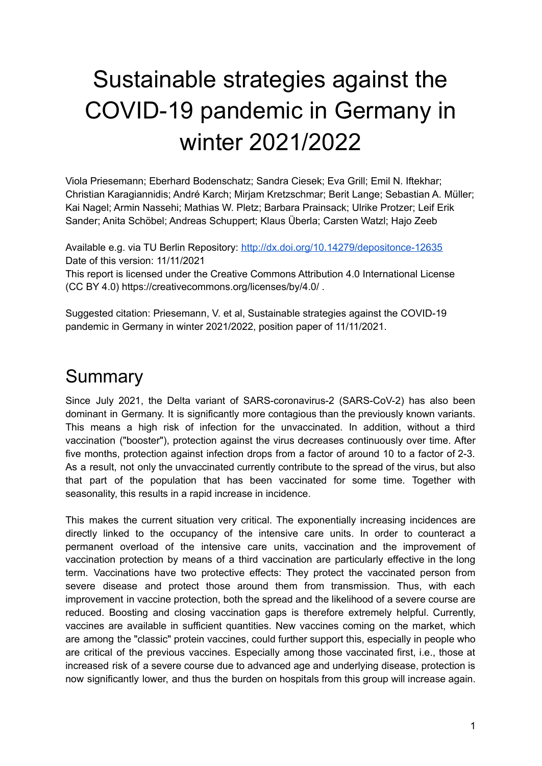# Sustainable strategies against the COVID-19 pandemic in Germany in winter 2021/2022

Viola Priesemann; Eberhard Bodenschatz; Sandra Ciesek; Eva Grill; Emil N. Iftekhar; Christian Karagiannidis; André Karch; Mirjam Kretzschmar; Berit Lange; Sebastian A. Müller; Kai Nagel; Armin Nassehi; Mathias W. Pletz; Barbara Prainsack; Ulrike Protzer; Leif Erik Sander; Anita Schöbel; Andreas Schuppert; Klaus Überla; Carsten Watzl; Hajo Zeeb

Available e.g. via TU Berlin Repository: [http://dx.doi.org/10.14279/depositonce-12635](http://dx.doi.org/10.14279/depositonce-12635)
Date of this version: 11/11/2021
This report is licensed under the Creative Commons Attribution 4.0 International License (CC BY 4.0) https://creativecommons.org/licenses/by/4.0/ .

Suggested citation: Priesemann, V. et al, Sustainable strategies against the COVID-19 pandemic in Germany in winter 2021/2022, position paper of 11/11/2021.

## Summary

Since July 2021, the Delta variant of SARS-coronavirus-2 (SARS-CoV-2) has also been dominant in Germany. It is significantly more contagious than the previously known variants. This means a high risk of infection for the unvaccinated. In addition, without a third vaccination ("booster"), protection against the virus decreases continuously over time. After five months, protection against infection drops from a factor of around 10 to a factor of 2-3. As a result, not only the unvaccinated currently contribute to the spread of the virus, but also that part of the population that has been vaccinated for some time. Together with seasonality, this results in a rapid increase in incidence.

This makes the current situation very critical. The exponentially increasing incidences are directly linked to the occupancy of the intensive care units. In order to counteract a permanent overload of the intensive care units, vaccination and the improvement of vaccination protection by means of a third vaccination are particularly effective in the long term. Vaccinations have two protective effects: They protect the vaccinated person from severe disease and protect those around them from transmission. Thus, with each improvement in vaccine protection, both the spread and the likelihood of a severe course are reduced. Boosting and closing vaccination gaps is therefore extremely helpful. Currently, vaccines are available in sufficient quantities. New vaccines coming on the market, which are among the "classic" protein vaccines, could further support this, especially in people who are critical of the previous vaccines. Especially among those vaccinated first, i.e., those at increased risk of a severe course due to advanced age and underlying disease, protection is now significantly lower, and thus the burden on hospitals from this group will increase again.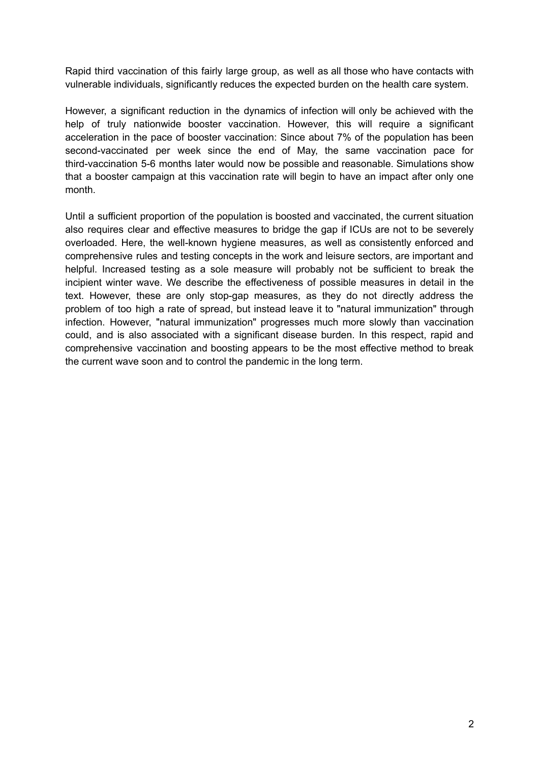Rapid third vaccination of this fairly large group, as well as all those who have contacts with vulnerable individuals, significantly reduces the expected burden on the health care system.

However, a significant reduction in the dynamics of infection will only be achieved with the help of truly nationwide booster vaccination. However, this will require a significant acceleration in the pace of booster vaccination: Since about 7% of the population has been second-vaccinated per week since the end of May, the same vaccination pace for third-vaccination 5-6 months later would now be possible and reasonable. Simulations show that a booster campaign at this vaccination rate will begin to have an impact after only one month.

Until a sufficient proportion of the population is boosted and vaccinated, the current situation also requires clear and effective measures to bridge the gap if ICUs are not to be severely overloaded. Here, the well-known hygiene measures, as well as consistently enforced and comprehensive rules and testing concepts in the work and leisure sectors, are important and helpful. Increased testing as a sole measure will probably not be sufficient to break the incipient winter wave. We describe the effectiveness of possible measures in detail in the text. However, these are only stop-gap measures, as they do not directly address the problem of too high a rate of spread, but instead leave it to "natural immunization" through infection. However, "natural immunization" progresses much more slowly than vaccination could, and is also associated with a significant disease burden. In this respect, rapid and comprehensive vaccination and boosting appears to be the most effective method to break the current wave soon and to control the pandemic in the long term.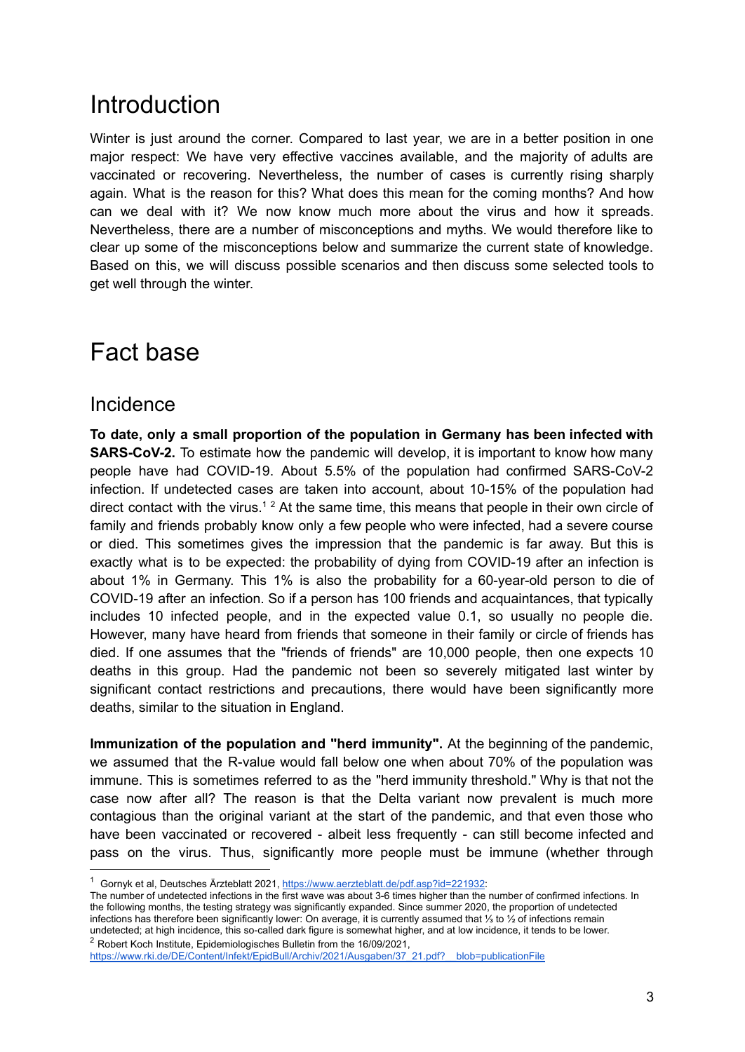# Introduction

Winter is just around the corner. Compared to last year, we are in a better position in one major respect: We have very effective vaccines available, and the majority of adults are vaccinated or recovering. Nevertheless, the number of cases is currently rising sharply again. What is the reason for this? What does this mean for the coming months? And how can we deal with it? We now know much more about the virus and how it spreads. Nevertheless, there are a number of misconceptions and myths. We would therefore like to clear up some of the misconceptions below and summarize the current state of knowledge. Based on this, we will discuss possible scenarios and then discuss some selected tools to get well through the winter.

# Fact base

## Incidence

**To date, only a small proportion of the population in Germany has been infected with SARS-CoV-2.** To estimate how the pandemic will develop, it is important to know how many people have had COVID-19. About 5.5% of the population had confirmed SARS-CoV-2 infection. If undetected cases are taken into account, about 10-15% of the population had direct contact with the virus.[1] [2] At the same time, this means that people in their own circle of family and friends probably know only a few people who were infected, had a severe course or died. This sometimes gives the impression that the pandemic is far away. But this is exactly what is to be expected: the probability of dying from COVID-19 after an infection is about 1% in Germany. This 1% is also the probability for a 60-year-old person to die of COVID-19 after an infection. So if a person has 100 friends and acquaintances, that typically includes 10 infected people, and in the expected value 0.1, so usually no people die. However, many have heard from friends that someone in their family or circle of friends has died. If one assumes that the "friends of friends" are 10,000 people, then one expects 10 deaths in this group. Had the pandemic not been so severely mitigated last winter by significant contact restrictions and precautions, there would have been significantly more deaths, similar to the situation in England.

**Immunization of the population and "herd immunity".** At the beginning of the pandemic, we assumed that the R-value would fall below one when about 70% of the population was immune. This is sometimes referred to as the "herd immunity threshold." Why is that not the case now after all? The reason is that the Delta variant now prevalent is much more contagious than the original variant at the start of the pandemic, and that even those who have been vaccinated or recovered - albeit less frequently - can still become infected and pass on the virus. Thus, significantly more people must be immune (whether through

---

[1] Gornyk et al, Deutsches Ärzteblatt 2021, https://www.aerzteblatt.de/pdf.asp?id=221932:
The number of undetected infections in the first wave was about 3-6 times higher than the number of confirmed infections. In the following months, the testing strategy was significantly expanded. Since summer 2020, the proportion of undetected infections has therefore been significantly lower: On average, it is currently assumed that ⅓ to ½ of infections remain undetected; at high incidence, this so-called dark figure is somewhat higher, and at low incidence, it tends to be lower.

[2] Robert Koch Institute, Epidemiologisches Bulletin from the 16/09/2021, https://www.rki.de/DE/Content/Infekt/EpidBull/Archiv/2021/Ausgaben/37_21.pdf?__blob=publicationFile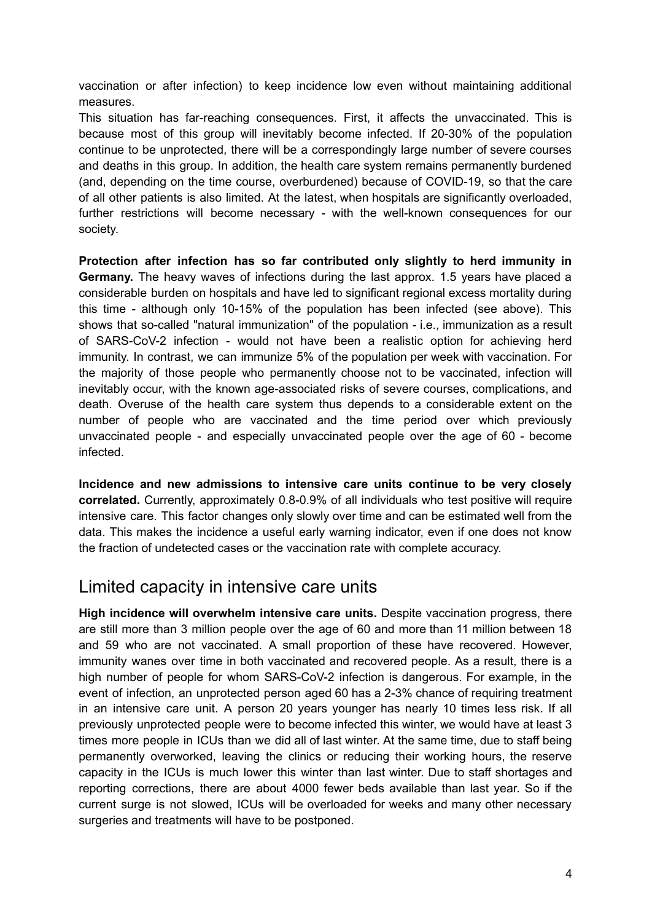vaccination or after infection) to keep incidence low even without maintaining additional measures.

This situation has far-reaching consequences. First, it affects the unvaccinated. This is because most of this group will inevitably become infected. If 20-30% of the population continue to be unprotected, there will be a correspondingly large number of severe courses and deaths in this group. In addition, the health care system remains permanently burdened (and, depending on the time course, overburdened) because of COVID-19, so that the care of all other patients is also limited. At the latest, when hospitals are significantly overloaded, further restrictions will become necessary - with the well-known consequences for our society.

**Protection after infection has so far contributed only slightly to herd immunity in Germany.** The heavy waves of infections during the last approx. 1.5 years have placed a considerable burden on hospitals and have led to significant regional excess mortality during this time - although only 10-15% of the population has been infected (see above). This shows that so-called "natural immunization" of the population - i.e., immunization as a result of SARS-CoV-2 infection - would not have been a realistic option for achieving herd immunity. In contrast, we can immunize 5% of the population per week with vaccination. For the majority of those people who permanently choose not to be vaccinated, infection will inevitably occur, with the known age-associated risks of severe courses, complications, and death. Overuse of the health care system thus depends to a considerable extent on the number of people who are vaccinated and the time period over which previously unvaccinated people - and especially unvaccinated people over the age of 60 - become infected.

**Incidence and new admissions to intensive care units continue to be very closely correlated.** Currently, approximately 0.8-0.9% of all individuals who test positive will require intensive care. This factor changes only slowly over time and can be estimated well from the data. This makes the incidence a useful early warning indicator, even if one does not know the fraction of undetected cases or the vaccination rate with complete accuracy.

## Limited capacity in intensive care units

**High incidence will overwhelm intensive care units.** Despite vaccination progress, there are still more than 3 million people over the age of 60 and more than 11 million between 18 and 59 who are not vaccinated. A small proportion of these have recovered. However, immunity wanes over time in both vaccinated and recovered people. As a result, there is a high number of people for whom SARS-CoV-2 infection is dangerous. For example, in the event of infection, an unprotected person aged 60 has a 2-3% chance of requiring treatment in an intensive care unit. A person 20 years younger has nearly 10 times less risk. If all previously unprotected people were to become infected this winter, we would have at least 3 times more people in ICUs than we did all of last winter. At the same time, due to staff being permanently overworked, leaving the clinics or reducing their working hours, the reserve capacity in the ICUs is much lower this winter than last winter. Due to staff shortages and reporting corrections, there are about 4000 fewer beds available than last year. So if the current surge is not slowed, ICUs will be overloaded for weeks and many other necessary surgeries and treatments will have to be postponed.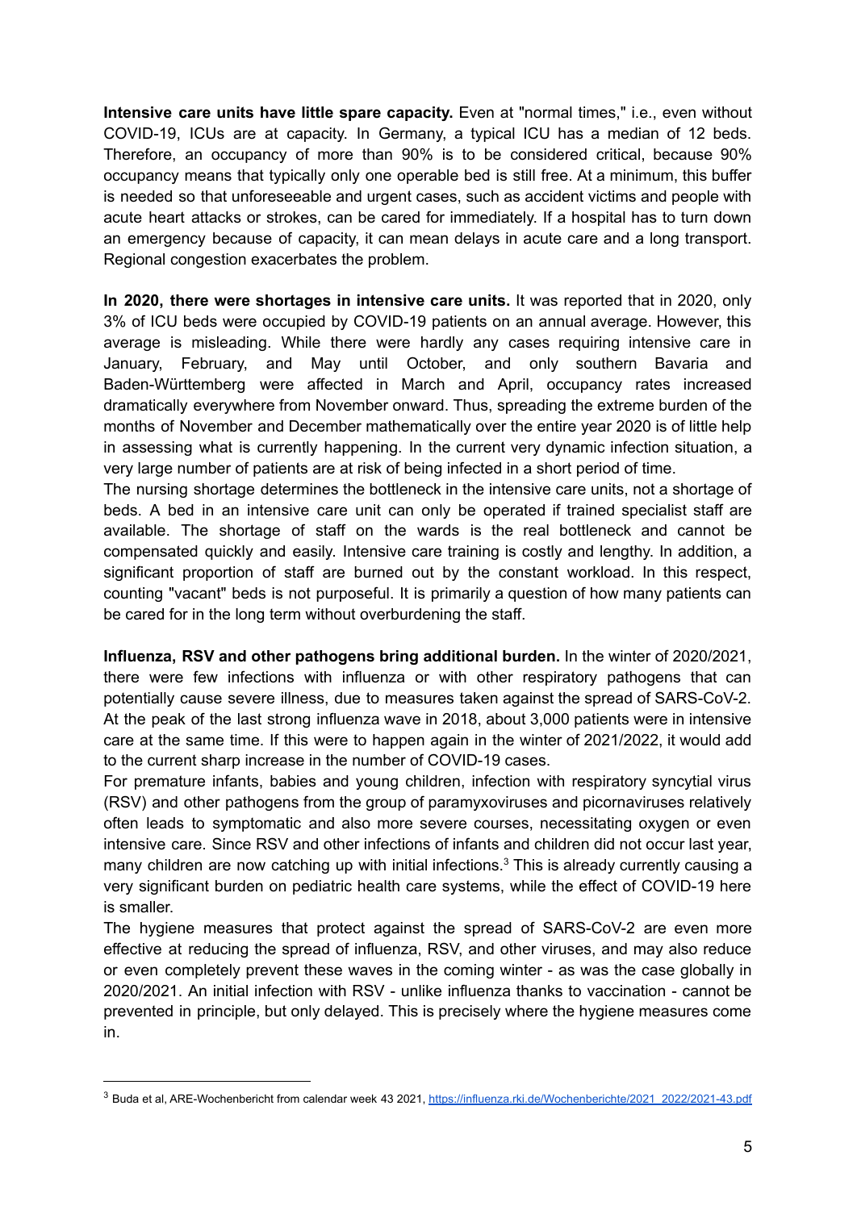**Intensive care units have little spare capacity.** Even at "normal times," i.e., even without COVID-19, ICUs are at capacity. In Germany, a typical ICU has a median of 12 beds. Therefore, an occupancy of more than 90% is to be considered critical, because 90% occupancy means that typically only one operable bed is still free. At a minimum, this buffer is needed so that unforeseeable and urgent cases, such as accident victims and people with acute heart attacks or strokes, can be cared for immediately. If a hospital has to turn down an emergency because of capacity, it can mean delays in acute care and a long transport. Regional congestion exacerbates the problem.

**In 2020, there were shortages in intensive care units.** It was reported that in 2020, only 3% of ICU beds were occupied by COVID-19 patients on an annual average. However, this average is misleading. While there were hardly any cases requiring intensive care in January, February, and May until October, and only southern Bavaria and Baden-Württemberg were affected in March and April, occupancy rates increased dramatically everywhere from November onward. Thus, spreading the extreme burden of the months of November and December mathematically over the entire year 2020 is of little help in assessing what is currently happening. In the current very dynamic infection situation, a very large number of patients are at risk of being infected in a short period of time.
The nursing shortage determines the bottleneck in the intensive care units, not a shortage of beds. A bed in an intensive care unit can only be operated if trained specialist staff are available. The shortage of staff on the wards is the real bottleneck and cannot be compensated quickly and easily. Intensive care training is costly and lengthy. In addition, a significant proportion of staff are burned out by the constant workload. In this respect, counting "vacant" beds is not purposeful. It is primarily a question of how many patients can be cared for in the long term without overburdening the staff.

**Influenza, RSV and other pathogens bring additional burden.** In the winter of 2020/2021, there were few infections with influenza or with other respiratory pathogens that can potentially cause severe illness, due to measures taken against the spread of SARS-CoV-2. At the peak of the last strong influenza wave in 2018, about 3,000 patients were in intensive care at the same time. If this were to happen again in the winter of 2021/2022, it would add to the current sharp increase in the number of COVID-19 cases.
For premature infants, babies and young children, infection with respiratory syncytial virus (RSV) and other pathogens from the group of paramyxoviruses and picornaviruses relatively often leads to symptomatic and also more severe courses, necessitating oxygen or even intensive care. Since RSV and other infections of infants and children did not occur last year, many children are now catching up with initial infections.[3] This is already currently causing a very significant burden on pediatric health care systems, while the effect of COVID-19 here is smaller.
The hygiene measures that protect against the spread of SARS-CoV-2 are even more effective at reducing the spread of influenza, RSV, and other viruses, and may also reduce or even completely prevent these waves in the coming winter - as was the case globally in 2020/2021. An initial infection with RSV - unlike influenza thanks to vaccination - cannot be prevented in principle, but only delayed. This is precisely where the hygiene measures come in.

---

[3] Buda et al, ARE-Wochenbericht from calendar week 43 2021, https://influenza.rki.de/Wochenberichte/2021_2022/2021-43.pdf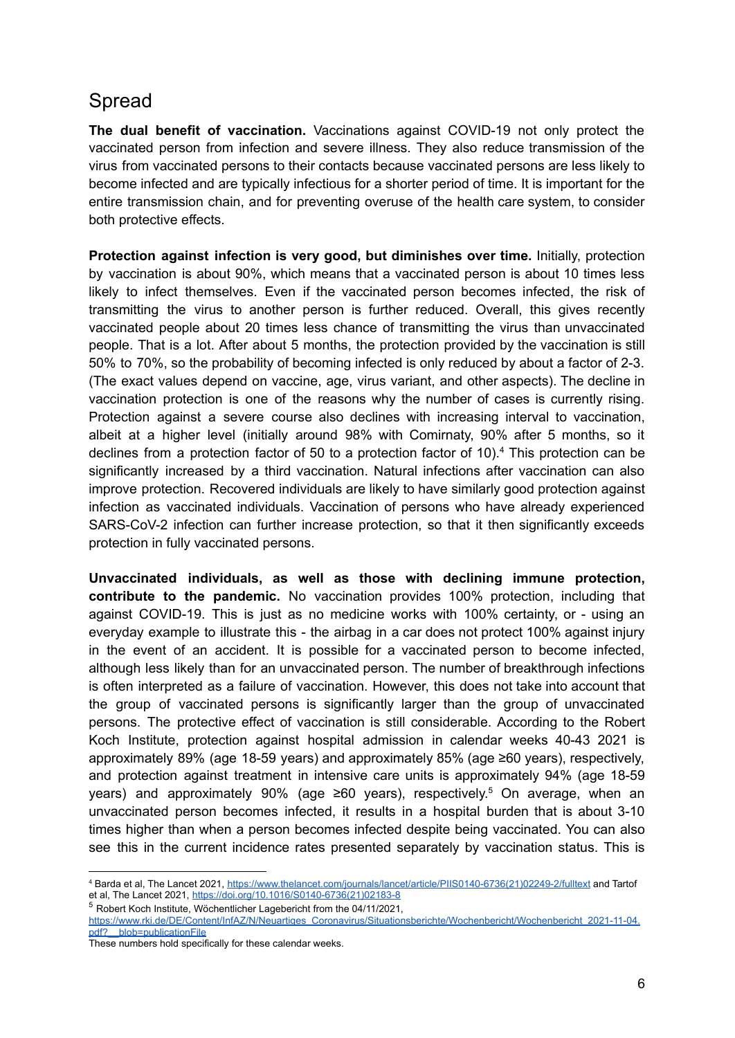## Spread

**The dual benefit of vaccination.** Vaccinations against COVID-19 not only protect the vaccinated person from infection and severe illness. They also reduce transmission of the virus from vaccinated persons to their contacts because vaccinated persons are less likely to become infected and are typically infectious for a shorter period of time. It is important for the entire transmission chain, and for preventing overuse of the health care system, to consider both protective effects.

**Protection against infection is very good, but diminishes over time.** Initially, protection by vaccination is about 90%, which means that a vaccinated person is about 10 times less likely to infect themselves. Even if the vaccinated person becomes infected, the risk of transmitting the virus to another person is further reduced. Overall, this gives recently vaccinated people about 20 times less chance of transmitting the virus than unvaccinated people. That is a lot. After about 5 months, the protection provided by the vaccination is still 50% to 70%, so the probability of becoming infected is only reduced by about a factor of 2-3. (The exact values depend on vaccine, age, virus variant, and other aspects). The decline in vaccination protection is one of the reasons why the number of cases is currently rising. Protection against a severe course also declines with increasing interval to vaccination, albeit at a higher level (initially around 98% with Comirnaty, 90% after 5 months, so it declines from a protection factor of 50 to a protection factor of 10).[4] This protection can be significantly increased by a third vaccination. Natural infections after vaccination can also improve protection. Recovered individuals are likely to have similarly good protection against infection as vaccinated individuals. Vaccination of persons who have already experienced SARS-CoV-2 infection can further increase protection, so that it then significantly exceeds protection in fully vaccinated persons.

**Unvaccinated individuals, as well as those with declining immune protection, contribute to the pandemic.** No vaccination provides 100% protection, including that against COVID-19. This is just as no medicine works with 100% certainty, or - using an everyday example to illustrate this - the airbag in a car does not protect 100% against injury in the event of an accident. It is possible for a vaccinated person to become infected, although less likely than for an unvaccinated person. The number of breakthrough infections is often interpreted as a failure of vaccination. However, this does not take into account that the group of vaccinated persons is significantly larger than the group of unvaccinated persons. The protective effect of vaccination is still considerable. According to the Robert Koch Institute, protection against hospital admission in calendar weeks 40-43 2021 is approximately 89% (age 18-59 years) and approximately 85% (age ≥60 years), respectively, and protection against treatment in intensive care units is approximately 94% (age 18-59 years) and approximately 90% (age ≥60 years), respectively.[5] On average, when an unvaccinated person becomes infected, it results in a hospital burden that is about 3-10 times higher than when a person becomes infected despite being vaccinated. You can also see this in the current incidence rates presented separately by vaccination status. This is

---

[4] Barda et al, The Lancet 2021, https://www.thelancet.com/journals/lancet/article/PIIS0140-6736(21)02249-2/fulltext and Tartof et al, The Lancet 2021, https://doi.org/10.1016/S0140-6736(21)02183-8

[5] Robert Koch Institute, Wöchentlicher Lagebericht from the 04/11/2021, https://www.rki.de/DE/Content/InfAZ/N/Neuartiges_Coronavirus/Situationsberichte/Wochenbericht/Wochenbericht_2021-11-04.pdf?__blob=publicationFile
These numbers hold specifically for these calendar weeks.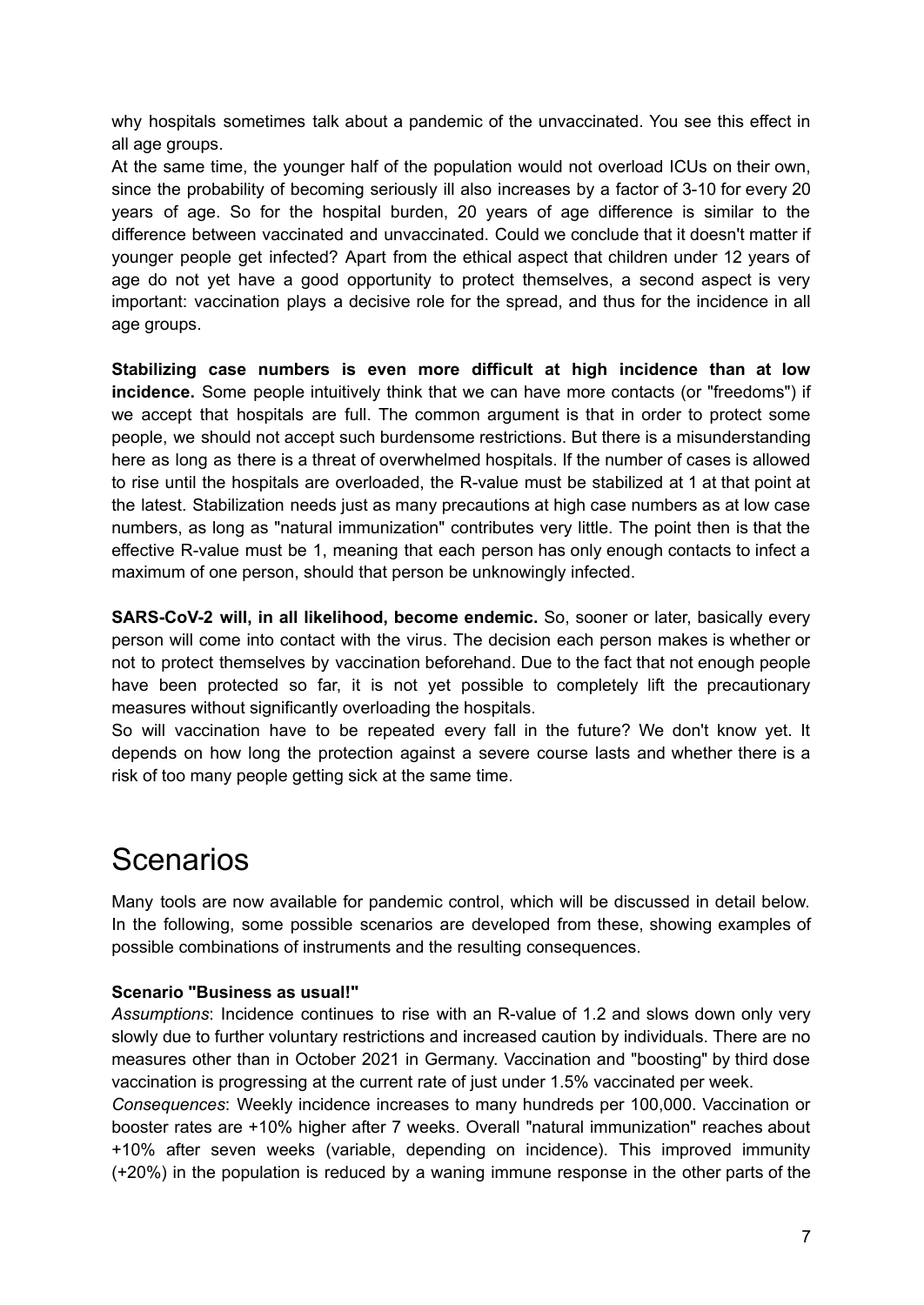why hospitals sometimes talk about a pandemic of the unvaccinated. You see this effect in all age groups.
At the same time, the younger half of the population would not overload ICUs on their own, since the probability of becoming seriously ill also increases by a factor of 3-10 for every 20 years of age. So for the hospital burden, 20 years of age difference is similar to the difference between vaccinated and unvaccinated. Could we conclude that it doesn't matter if younger people get infected? Apart from the ethical aspect that children under 12 years of age do not yet have a good opportunity to protect themselves, a second aspect is very important: vaccination plays a decisive role for the spread, and thus for the incidence in all age groups.

**Stabilizing case numbers is even more difficult at high incidence than at low incidence.** Some people intuitively think that we can have more contacts (or "freedoms") if we accept that hospitals are full. The common argument is that in order to protect some people, we should not accept such burdensome restrictions. But there is a misunderstanding here as long as there is a threat of overwhelmed hospitals. If the number of cases is allowed to rise until the hospitals are overloaded, the R-value must be stabilized at 1 at that point at the latest. Stabilization needs just as many precautions at high case numbers as at low case numbers, as long as "natural immunization" contributes very little. The point then is that the effective R-value must be 1, meaning that each person has only enough contacts to infect a maximum of one person, should that person be unknowingly infected.

**SARS-CoV-2 will, in all likelihood, become endemic.** So, sooner or later, basically every person will come into contact with the virus. The decision each person makes is whether or not to protect themselves by vaccination beforehand. Due to the fact that not enough people have been protected so far, it is not yet possible to completely lift the precautionary measures without significantly overloading the hospitals.
So will vaccination have to be repeated every fall in the future? We don't know yet. It depends on how long the protection against a severe course lasts and whether there is a risk of too many people getting sick at the same time.

# Scenarios

Many tools are now available for pandemic control, which will be discussed in detail below. In the following, some possible scenarios are developed from these, showing examples of possible combinations of instruments and the resulting consequences.

**Scenario "Business as usual!"**
*Assumptions*: Incidence continues to rise with an R-value of 1.2 and slows down only very slowly due to further voluntary restrictions and increased caution by individuals. There are no measures other than in October 2021 in Germany. Vaccination and "boosting" by third dose vaccination is progressing at the current rate of just under 1.5% vaccinated per week.
*Consequences*: Weekly incidence increases to many hundreds per 100,000. Vaccination or booster rates are +10% higher after 7 weeks. Overall "natural immunization" reaches about +10% after seven weeks (variable, depending on incidence). This improved immunity (+20%) in the population is reduced by a waning immune response in the other parts of the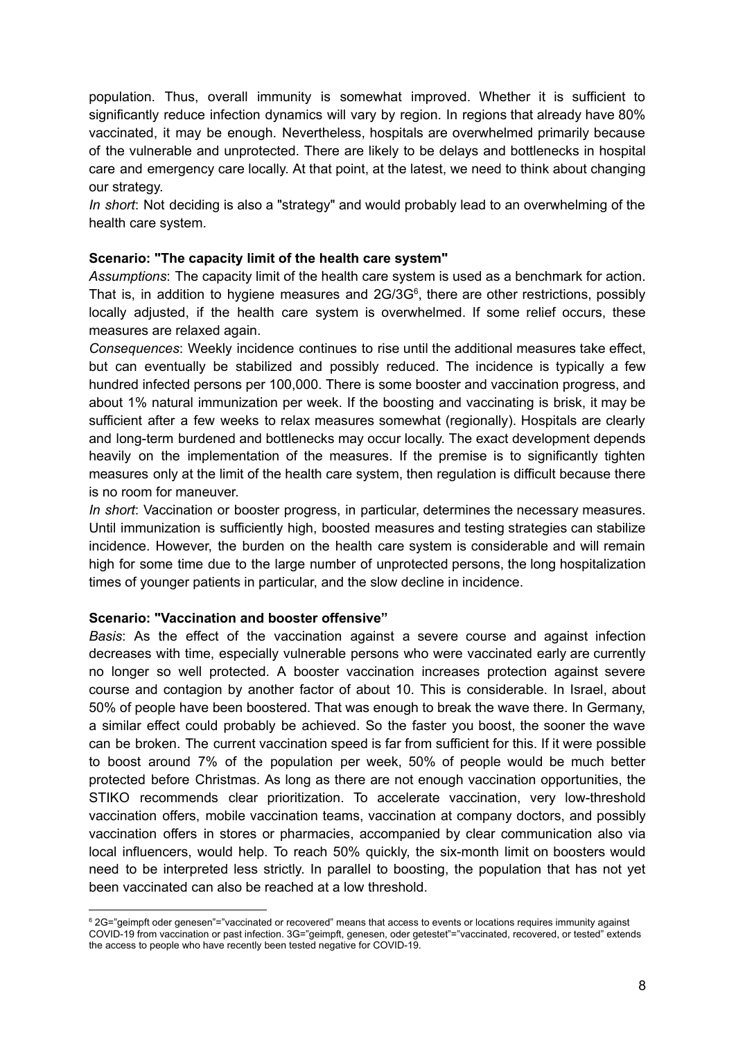population. Thus, overall immunity is somewhat improved. Whether it is sufficient to significantly reduce infection dynamics will vary by region. In regions that already have 80% vaccinated, it may be enough. Nevertheless, hospitals are overwhelmed primarily because of the vulnerable and unprotected. There are likely to be delays and bottlenecks in hospital care and emergency care locally. At that point, at the latest, we need to think about changing our strategy.

*In short*: Not deciding is also a "strategy" and would probably lead to an overwhelming of the health care system.

**Scenario: "The capacity limit of the health care system"**

*Assumptions*: The capacity limit of the health care system is used as a benchmark for action. That is, in addition to hygiene measures and 2G/3G[6], there are other restrictions, possibly locally adjusted, if the health care system is overwhelmed. If some relief occurs, these measures are relaxed again.

*Consequences*: Weekly incidence continues to rise until the additional measures take effect, but can eventually be stabilized and possibly reduced. The incidence is typically a few hundred infected persons per 100,000. There is some booster and vaccination progress, and about 1% natural immunization per week. If the boosting and vaccinating is brisk, it may be sufficient after a few weeks to relax measures somewhat (regionally). Hospitals are clearly and long-term burdened and bottlenecks may occur locally. The exact development depends heavily on the implementation of the measures. If the premise is to significantly tighten measures only at the limit of the health care system, then regulation is difficult because there is no room for maneuver.

*In short*: Vaccination or booster progress, in particular, determines the necessary measures. Until immunization is sufficiently high, boosted measures and testing strategies can stabilize incidence. However, the burden on the health care system is considerable and will remain high for some time due to the large number of unprotected persons, the long hospitalization times of younger patients in particular, and the slow decline in incidence.

**Scenario: "Vaccination and booster offensive"**

*Basis*: As the effect of the vaccination against a severe course and against infection decreases with time, especially vulnerable persons who were vaccinated early are currently no longer so well protected. A booster vaccination increases protection against severe course and contagion by another factor of about 10. This is considerable. In Israel, about 50% of people have been boostered. That was enough to break the wave there. In Germany, a similar effect could probably be achieved. So the faster you boost, the sooner the wave can be broken. The current vaccination speed is far from sufficient for this. If it were possible to boost around 7% of the population per week, 50% of people would be much better protected before Christmas. As long as there are not enough vaccination opportunities, the STIKO recommends clear prioritization. To accelerate vaccination, very low-threshold vaccination offers, mobile vaccination teams, vaccination at company doctors, and possibly vaccination offers in stores or pharmacies, accompanied by clear communication also via local influencers, would help. To reach 50% quickly, the six-month limit on boosters would need to be interpreted less strictly. In parallel to boosting, the population that has not yet been vaccinated can also be reached at a low threshold.

[6] 2G="geimpft oder genesen"="vaccinated or recovered" means that access to events or locations requires immunity against COVID-19 from vaccination or past infection. 3G="geimpft, genesen, oder getestet"="vaccinated, recovered, or tested" extends the access to people who have recently been tested negative for COVID-19.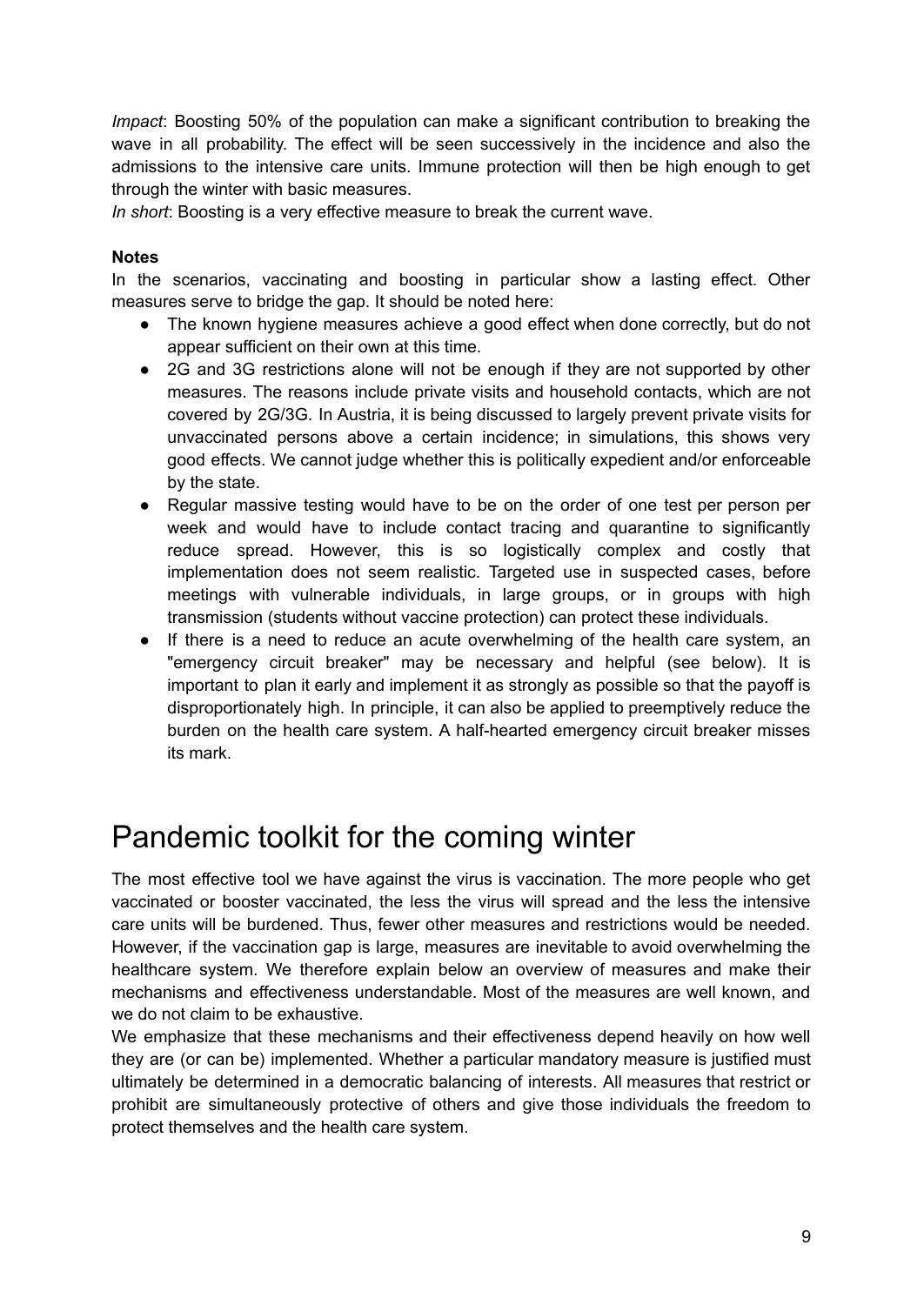*Impact*: Boosting 50% of the population can make a significant contribution to breaking the wave in all probability. The effect will be seen successively in the incidence and also the admissions to the intensive care units. Immune protection will then be high enough to get through the winter with basic measures.

*In short*: Boosting is a very effective measure to break the current wave.

**Notes**

In the scenarios, vaccinating and boosting in particular show a lasting effect. Other measures serve to bridge the gap. It should be noted here:

- The known hygiene measures achieve a good effect when done correctly, but do not appear sufficient on their own at this time.
- 2G and 3G restrictions alone will not be enough if they are not supported by other measures. The reasons include private visits and household contacts, which are not covered by 2G/3G. In Austria, it is being discussed to largely prevent private visits for unvaccinated persons above a certain incidence; in simulations, this shows very good effects. We cannot judge whether this is politically expedient and/or enforceable by the state.
- Regular massive testing would have to be on the order of one test per person per week and would have to include contact tracing and quarantine to significantly reduce spread. However, this is so logistically complex and costly that implementation does not seem realistic. Targeted use in suspected cases, before meetings with vulnerable individuals, in large groups, or in groups with high transmission (students without vaccine protection) can protect these individuals.
- If there is a need to reduce an acute overwhelming of the health care system, an "emergency circuit breaker" may be necessary and helpful (see below). It is important to plan it early and implement it as strongly as possible so that the payoff is disproportionately high. In principle, it can also be applied to preemptively reduce the burden on the health care system. A half-hearted emergency circuit breaker misses its mark.

# Pandemic toolkit for the coming winter

The most effective tool we have against the virus is vaccination. The more people who get vaccinated or booster vaccinated, the less the virus will spread and the less the intensive care units will be burdened. Thus, fewer other measures and restrictions would be needed. However, if the vaccination gap is large, measures are inevitable to avoid overwhelming the healthcare system. We therefore explain below an overview of measures and make their mechanisms and effectiveness understandable. Most of the measures are well known, and we do not claim to be exhaustive.

We emphasize that these mechanisms and their effectiveness depend heavily on how well they are (or can be) implemented. Whether a particular mandatory measure is justified must ultimately be determined in a democratic balancing of interests. All measures that restrict or prohibit are simultaneously protective of others and give those individuals the freedom to protect themselves and the health care system.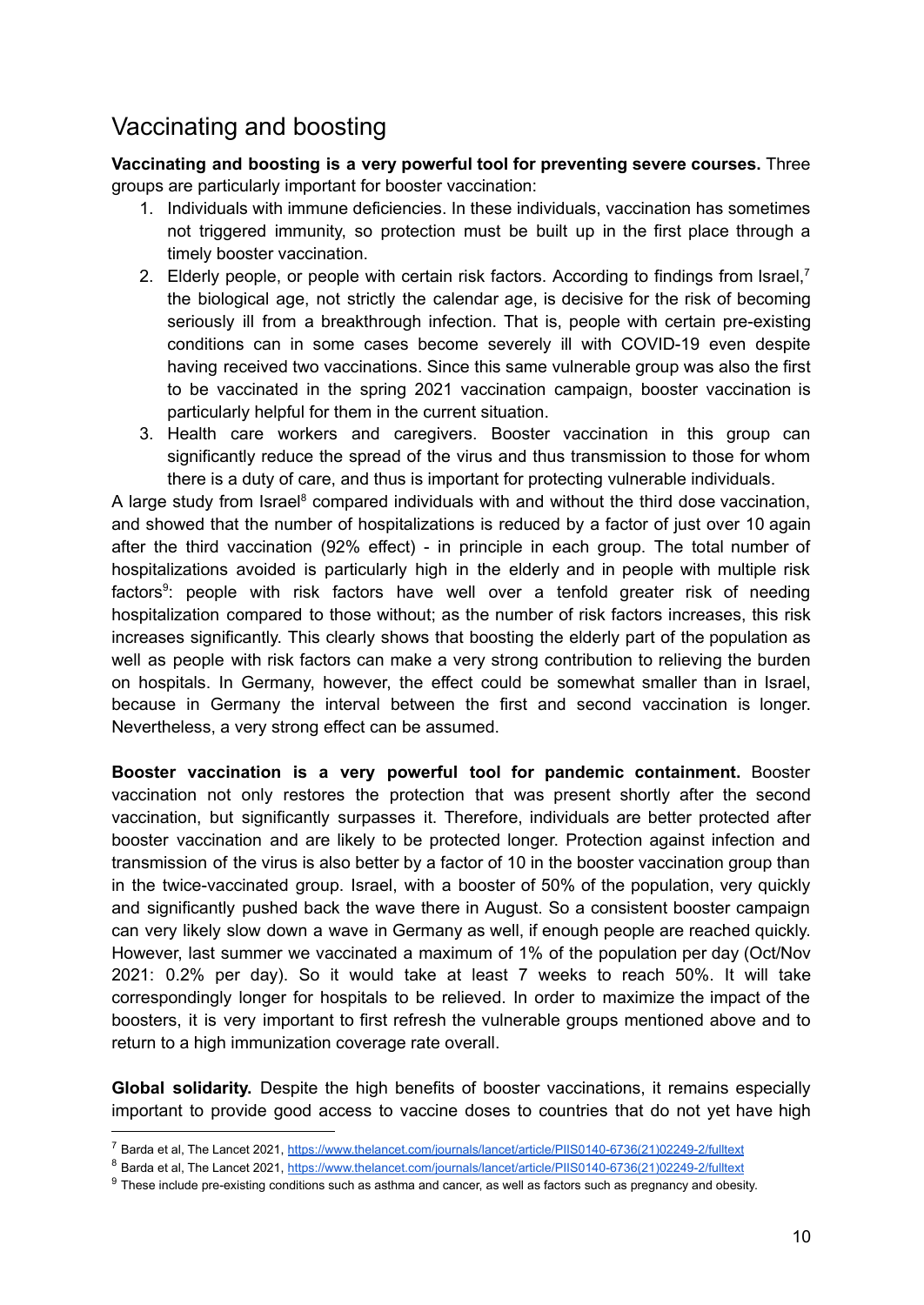## Vaccinating and boosting

**Vaccinating and boosting is a very powerful tool for preventing severe courses.** Three groups are particularly important for booster vaccination:

1. Individuals with immune deficiencies. In these individuals, vaccination has sometimes not triggered immunity, so protection must be built up in the first place through a timely booster vaccination.
2. Elderly people, or people with certain risk factors. According to findings from Israel,[7] the biological age, not strictly the calendar age, is decisive for the risk of becoming seriously ill from a breakthrough infection. That is, people with certain pre-existing conditions can in some cases become severely ill with COVID-19 even despite having received two vaccinations. Since this same vulnerable group was also the first to be vaccinated in the spring 2021 vaccination campaign, booster vaccination is particularly helpful for them in the current situation.
3. Health care workers and caregivers. Booster vaccination in this group can significantly reduce the spread of the virus and thus transmission to those for whom there is a duty of care, and thus is important for protecting vulnerable individuals.

A large study from Israel[8] compared individuals with and without the third dose vaccination, and showed that the number of hospitalizations is reduced by a factor of just over 10 again after the third vaccination (92% effect) - in principle in each group. The total number of hospitalizations avoided is particularly high in the elderly and in people with multiple risk factors[9]: people with risk factors have well over a tenfold greater risk of needing hospitalization compared to those without; as the number of risk factors increases, this risk increases significantly. This clearly shows that boosting the elderly part of the population as well as people with risk factors can make a very strong contribution to relieving the burden on hospitals. In Germany, however, the effect could be somewhat smaller than in Israel, because in Germany the interval between the first and second vaccination is longer. Nevertheless, a very strong effect can be assumed.

**Booster vaccination is a very powerful tool for pandemic containment.** Booster vaccination not only restores the protection that was present shortly after the second vaccination, but significantly surpasses it. Therefore, individuals are better protected after booster vaccination and are likely to be protected longer. Protection against infection and transmission of the virus is also better by a factor of 10 in the booster vaccination group than in the twice-vaccinated group. Israel, with a booster of 50% of the population, very quickly and significantly pushed back the wave there in August. So a consistent booster campaign can very likely slow down a wave in Germany as well, if enough people are reached quickly. However, last summer we vaccinated a maximum of 1% of the population per day (Oct/Nov 2021: 0.2% per day). So it would take at least 7 weeks to reach 50%. It will take correspondingly longer for hospitals to be relieved. In order to maximize the impact of the boosters, it is very important to first refresh the vulnerable groups mentioned above and to return to a high immunization coverage rate overall.

**Global solidarity.** Despite the high benefits of booster vaccinations, it remains especially important to provide good access to vaccine doses to countries that do not yet have high

[7] Barda et al, The Lancet 2021, https://www.thelancet.com/journals/lancet/article/PIIS0140-6736(21)02249-2/fulltext

[8] Barda et al, The Lancet 2021, https://www.thelancet.com/journals/lancet/article/PIIS0140-6736(21)02249-2/fulltext

[9] These include pre-existing conditions such as asthma and cancer, as well as factors such as pregnancy and obesity.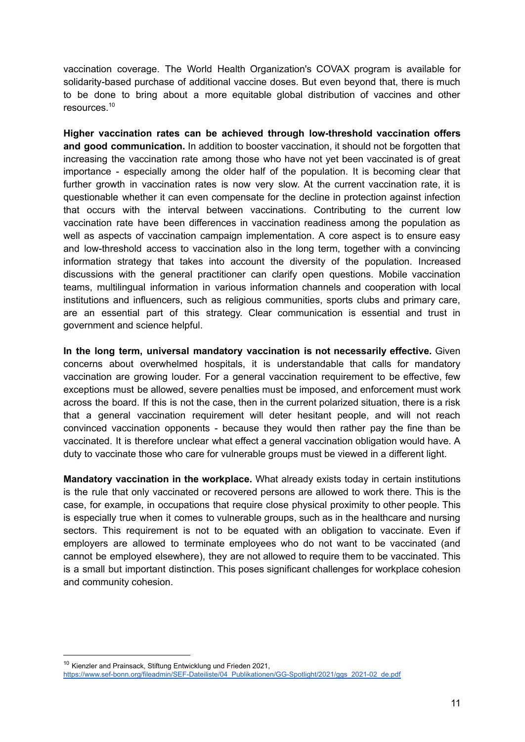vaccination coverage. The World Health Organization's COVAX program is available for solidarity-based purchase of additional vaccine doses. But even beyond that, there is much to be done to bring about a more equitable global distribution of vaccines and other resources.[10]

**Higher vaccination rates can be achieved through low-threshold vaccination offers and good communication.** In addition to booster vaccination, it should not be forgotten that increasing the vaccination rate among those who have not yet been vaccinated is of great importance - especially among the older half of the population. It is becoming clear that further growth in vaccination rates is now very slow. At the current vaccination rate, it is questionable whether it can even compensate for the decline in protection against infection that occurs with the interval between vaccinations. Contributing to the current low vaccination rate have been differences in vaccination readiness among the population as well as aspects of vaccination campaign implementation. A core aspect is to ensure easy and low-threshold access to vaccination also in the long term, together with a convincing information strategy that takes into account the diversity of the population. Increased discussions with the general practitioner can clarify open questions. Mobile vaccination teams, multilingual information in various information channels and cooperation with local institutions and influencers, such as religious communities, sports clubs and primary care, are an essential part of this strategy. Clear communication is essential and trust in government and science helpful.

**In the long term, universal mandatory vaccination is not necessarily effective.** Given concerns about overwhelmed hospitals, it is understandable that calls for mandatory vaccination are growing louder. For a general vaccination requirement to be effective, few exceptions must be allowed, severe penalties must be imposed, and enforcement must work across the board. If this is not the case, then in the current polarized situation, there is a risk that a general vaccination requirement will deter hesitant people, and will not reach convinced vaccination opponents - because they would then rather pay the fine than be vaccinated. It is therefore unclear what effect a general vaccination obligation would have. A duty to vaccinate those who care for vulnerable groups must be viewed in a different light.

**Mandatory vaccination in the workplace.** What already exists today in certain institutions is the rule that only vaccinated or recovered persons are allowed to work there. This is the case, for example, in occupations that require close physical proximity to other people. This is especially true when it comes to vulnerable groups, such as in the healthcare and nursing sectors. This requirement is not to be equated with an obligation to vaccinate. Even if employers are allowed to terminate employees who do not want to be vaccinated (and cannot be employed elsewhere), they are not allowed to require them to be vaccinated. This is a small but important distinction. This poses significant challenges for workplace cohesion and community cohesion.

---

[10] Kienzler and Prainsack, Stiftung Entwicklung und Frieden 2021, https://www.sef-bonn.org/fileadmin/SEF-Dateiliste/04_Publikationen/GG-Spotlight/2021/ggs_2021-02_de.pdf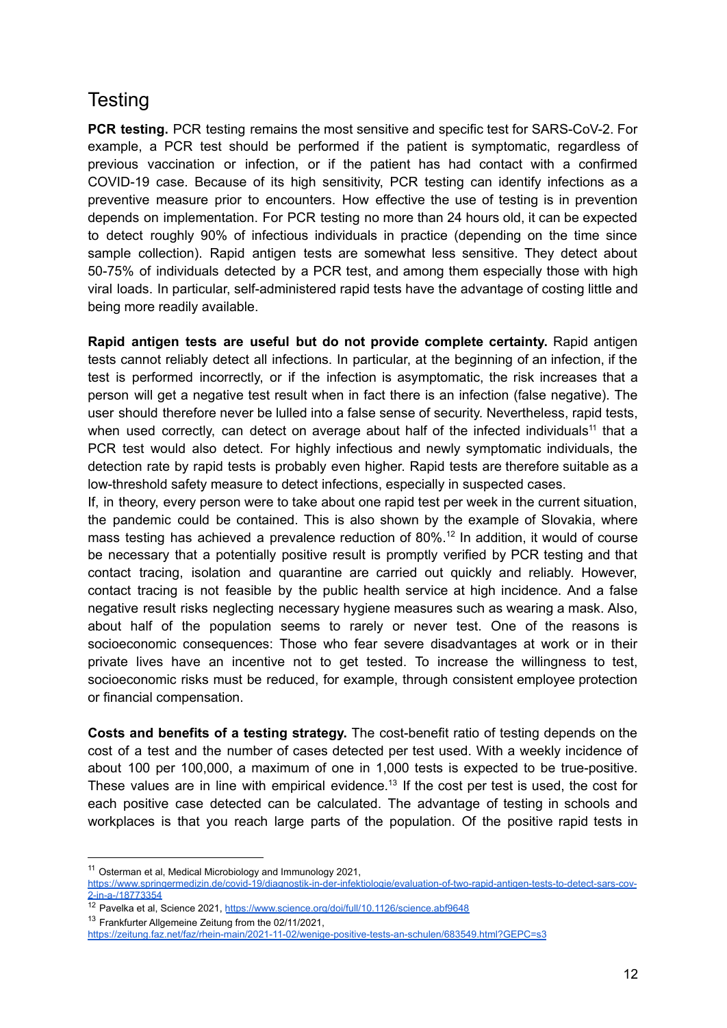## Testing

**PCR testing.** PCR testing remains the most sensitive and specific test for SARS-CoV-2. For example, a PCR test should be performed if the patient is symptomatic, regardless of previous vaccination or infection, or if the patient has had contact with a confirmed COVID-19 case. Because of its high sensitivity, PCR testing can identify infections as a preventive measure prior to encounters. How effective the use of testing is in prevention depends on implementation. For PCR testing no more than 24 hours old, it can be expected to detect roughly 90% of infectious individuals in practice (depending on the time since sample collection). Rapid antigen tests are somewhat less sensitive. They detect about 50-75% of individuals detected by a PCR test, and among them especially those with high viral loads. In particular, self-administered rapid tests have the advantage of costing little and being more readily available.

**Rapid antigen tests are useful but do not provide complete certainty.** Rapid antigen tests cannot reliably detect all infections. In particular, at the beginning of an infection, if the test is performed incorrectly, or if the infection is asymptomatic, the risk increases that a person will get a negative test result when in fact there is an infection (false negative). The user should therefore never be lulled into a false sense of security. Nevertheless, rapid tests, when used correctly, can detect on average about half of the infected individuals[11] that a PCR test would also detect. For highly infectious and newly symptomatic individuals, the detection rate by rapid tests is probably even higher. Rapid tests are therefore suitable as a low-threshold safety measure to detect infections, especially in suspected cases.

If, in theory, every person were to take about one rapid test per week in the current situation, the pandemic could be contained. This is also shown by the example of Slovakia, where mass testing has achieved a prevalence reduction of 80%.[12] In addition, it would of course be necessary that a potentially positive result is promptly verified by PCR testing and that contact tracing, isolation and quarantine are carried out quickly and reliably. However, contact tracing is not feasible by the public health service at high incidence. And a false negative result risks neglecting necessary hygiene measures such as wearing a mask. Also, about half of the population seems to rarely or never test. One of the reasons is socioeconomic consequences: Those who fear severe disadvantages at work or in their private lives have an incentive not to get tested. To increase the willingness to test, socioeconomic risks must be reduced, for example, through consistent employee protection or financial compensation.

**Costs and benefits of a testing strategy.** The cost-benefit ratio of testing depends on the cost of a test and the number of cases detected per test used. With a weekly incidence of about 100 per 100,000, a maximum of one in 1,000 tests is expected to be true-positive. These values are in line with empirical evidence.[13] If the cost per test is used, the cost for each positive case detected can be calculated. The advantage of testing in schools and workplaces is that you reach large parts of the population. Of the positive rapid tests in

---

[11] Osterman et al, Medical Microbiology and Immunology 2021, https://www.springermedizin.de/covid-19/diagnostik-in-der-infektiologie/evaluation-of-two-rapid-antigen-tests-to-detect-sars-cov-2-in-a-/18773354

[12] Pavelka et al, Science 2021, https://www.science.org/doi/full/10.1126/science.abf9648

[13] Frankfurter Allgemeine Zeitung from the 02/11/2021, https://zeitung.faz.net/faz/rhein-main/2021-11-02/wenige-positive-tests-an-schulen/683549.html?GEPC=s3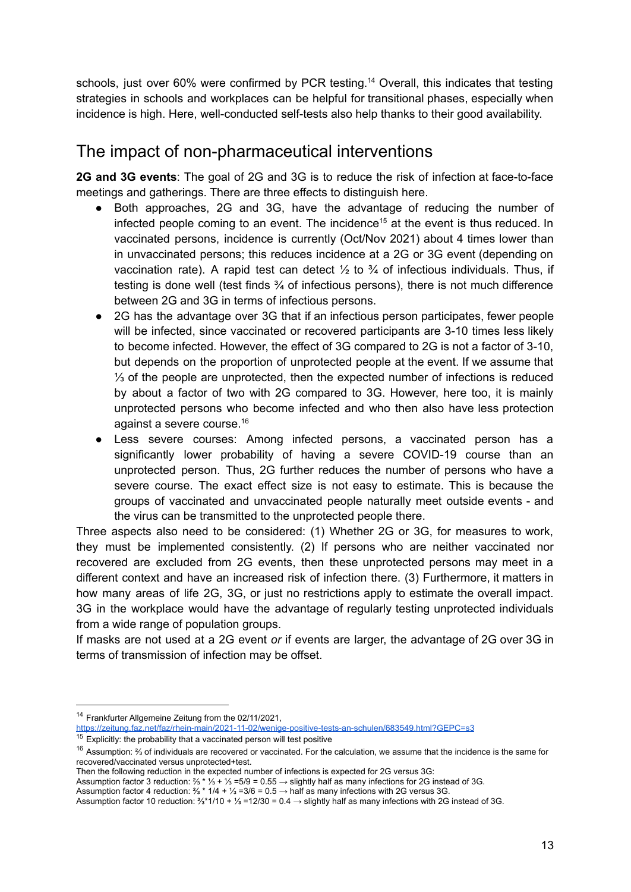schools, just over 60% were confirmed by PCR testing.[14] Overall, this indicates that testing strategies in schools and workplaces can be helpful for transitional phases, especially when incidence is high. Here, well-conducted self-tests also help thanks to their good availability.

## The impact of non-pharmaceutical interventions

**2G and 3G events**: The goal of 2G and 3G is to reduce the risk of infection at face-to-face meetings and gatherings. There are three effects to distinguish here.

- Both approaches, 2G and 3G, have the advantage of reducing the number of infected people coming to an event. The incidence[15] at the event is thus reduced. In vaccinated persons, incidence is currently (Oct/Nov 2021) about 4 times lower than in unvaccinated persons; this reduces incidence at a 2G or 3G event (depending on vaccination rate). A rapid test can detect ½ to ¾ of infectious individuals. Thus, if testing is done well (test finds ¾ of infectious persons), there is not much difference between 2G and 3G in terms of infectious persons.
- 2G has the advantage over 3G that if an infectious person participates, fewer people will be infected, since vaccinated or recovered participants are 3-10 times less likely to become infected. However, the effect of 3G compared to 2G is not a factor of 3-10, but depends on the proportion of unprotected people at the event. If we assume that ⅓ of the people are unprotected, then the expected number of infections is reduced by about a factor of two with 2G compared to 3G. However, here too, it is mainly unprotected persons who become infected and who then also have less protection against a severe course.[16]
- Less severe courses: Among infected persons, a vaccinated person has a significantly lower probability of having a severe COVID-19 course than an unprotected person. Thus, 2G further reduces the number of persons who have a severe course. The exact effect size is not easy to estimate. This is because the groups of vaccinated and unvaccinated people naturally meet outside events - and the virus can be transmitted to the unprotected people there.

Three aspects also need to be considered: (1) Whether 2G or 3G, for measures to work, they must be implemented consistently. (2) If persons who are neither vaccinated nor recovered are excluded from 2G events, then these unprotected persons may meet in a different context and have an increased risk of infection there. (3) Furthermore, it matters in how many areas of life 2G, 3G, or just no restrictions apply to estimate the overall impact. 3G in the workplace would have the advantage of regularly testing unprotected individuals from a wide range of population groups.

If masks are not used at a 2G event *or* if events are larger, the advantage of 2G over 3G in terms of transmission of infection may be offset.

---

[14] Frankfurter Allgemeine Zeitung from the 02/11/2021, https://zeitung.faz.net/faz/rhein-main/2021-11-02/wenige-positive-tests-an-schulen/683549.html?GEPC=s3

[15] Explicitly: the probability that a vaccinated person will test positive

[16] Assumption: ⅔ of individuals are recovered or vaccinated. For the calculation, we assume that the incidence is the same for recovered/vaccinated versus unprotected+test.
Then the following reduction in the expected number of infections is expected for 2G versus 3G:
Assumption factor 3 reduction: ⅔ * ⅓ + ⅓ =5/9 = 0.55 → slightly half as many infections for 2G instead of 3G.
Assumption factor 4 reduction: ⅔ * 1/4 + ⅓ =3/6 = 0.5 → half as many infections with 2G versus 3G.
Assumption factor 10 reduction: ⅔*1/10 + ⅓ =12/30 = 0.4 → slightly half as many infections with 2G instead of 3G.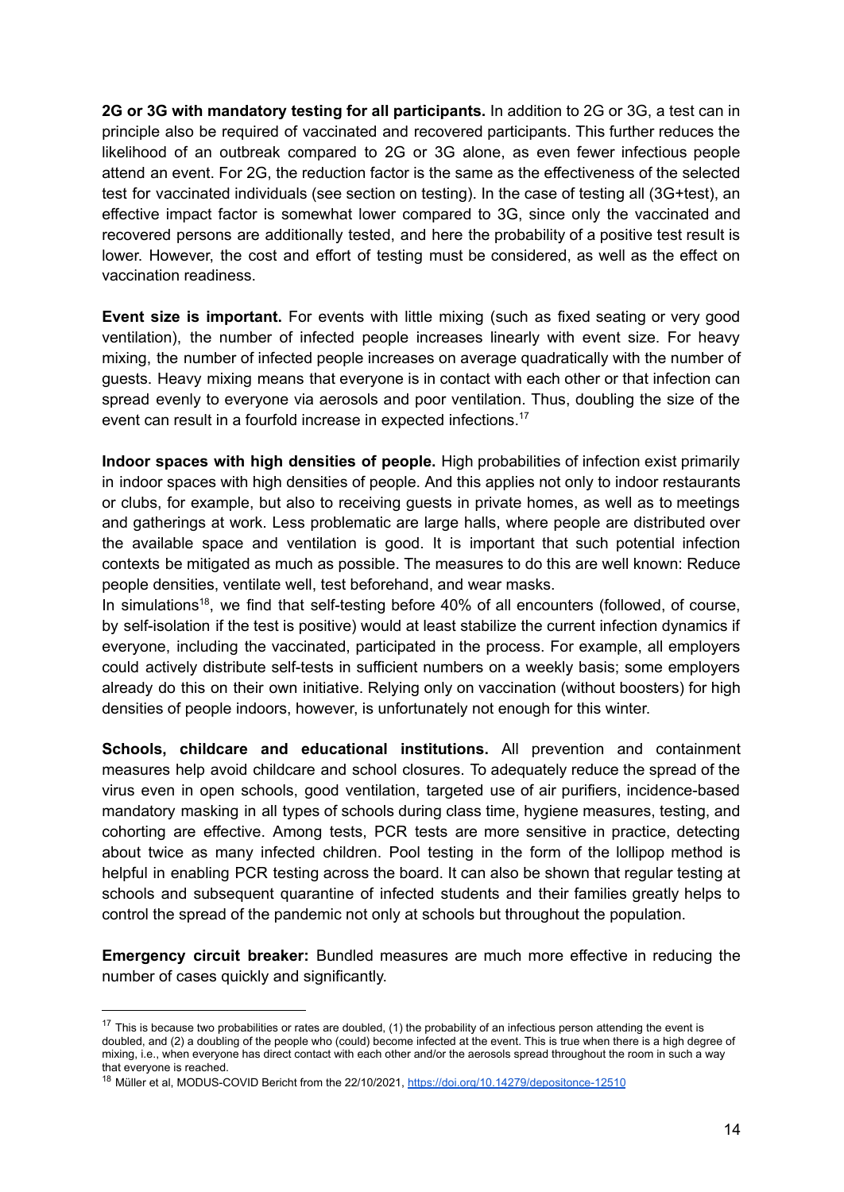**2G or 3G with mandatory testing for all participants.** In addition to 2G or 3G, a test can in principle also be required of vaccinated and recovered participants. This further reduces the likelihood of an outbreak compared to 2G or 3G alone, as even fewer infectious people attend an event. For 2G, the reduction factor is the same as the effectiveness of the selected test for vaccinated individuals (see section on testing). In the case of testing all (3G+test), an effective impact factor is somewhat lower compared to 3G, since only the vaccinated and recovered persons are additionally tested, and here the probability of a positive test result is lower. However, the cost and effort of testing must be considered, as well as the effect on vaccination readiness.

**Event size is important.** For events with little mixing (such as fixed seating or very good ventilation), the number of infected people increases linearly with event size. For heavy mixing, the number of infected people increases on average quadratically with the number of guests. Heavy mixing means that everyone is in contact with each other or that infection can spread evenly to everyone via aerosols and poor ventilation. Thus, doubling the size of the event can result in a fourfold increase in expected infections.[17]

**Indoor spaces with high densities of people.** High probabilities of infection exist primarily in indoor spaces with high densities of people. And this applies not only to indoor restaurants or clubs, for example, but also to receiving guests in private homes, as well as to meetings and gatherings at work. Less problematic are large halls, where people are distributed over the available space and ventilation is good. It is important that such potential infection contexts be mitigated as much as possible. The measures to do this are well known: Reduce people densities, ventilate well, test beforehand, and wear masks.
In simulations[18], we find that self-testing before 40% of all encounters (followed, of course, by self-isolation if the test is positive) would at least stabilize the current infection dynamics if everyone, including the vaccinated, participated in the process. For example, all employers could actively distribute self-tests in sufficient numbers on a weekly basis; some employers already do this on their own initiative. Relying only on vaccination (without boosters) for high densities of people indoors, however, is unfortunately not enough for this winter.

**Schools, childcare and educational institutions.** All prevention and containment measures help avoid childcare and school closures. To adequately reduce the spread of the virus even in open schools, good ventilation, targeted use of air purifiers, incidence-based mandatory masking in all types of schools during class time, hygiene measures, testing, and cohorting are effective. Among tests, PCR tests are more sensitive in practice, detecting about twice as many infected children. Pool testing in the form of the lollipop method is helpful in enabling PCR testing across the board. It can also be shown that regular testing at schools and subsequent quarantine of infected students and their families greatly helps to control the spread of the pandemic not only at schools but throughout the population.

**Emergency circuit breaker:** Bundled measures are much more effective in reducing the number of cases quickly and significantly.

---

[17] This is because two probabilities or rates are doubled, (1) the probability of an infectious person attending the event is doubled, and (2) a doubling of the people who (could) become infected at the event. This is true when there is a high degree of mixing, i.e., when everyone has direct contact with each other and/or the aerosols spread throughout the room in such a way that everyone is reached.

[18] Müller et al, MODUS-COVID Bericht from the 22/10/2021, https://doi.org/10.14279/depositonce-12510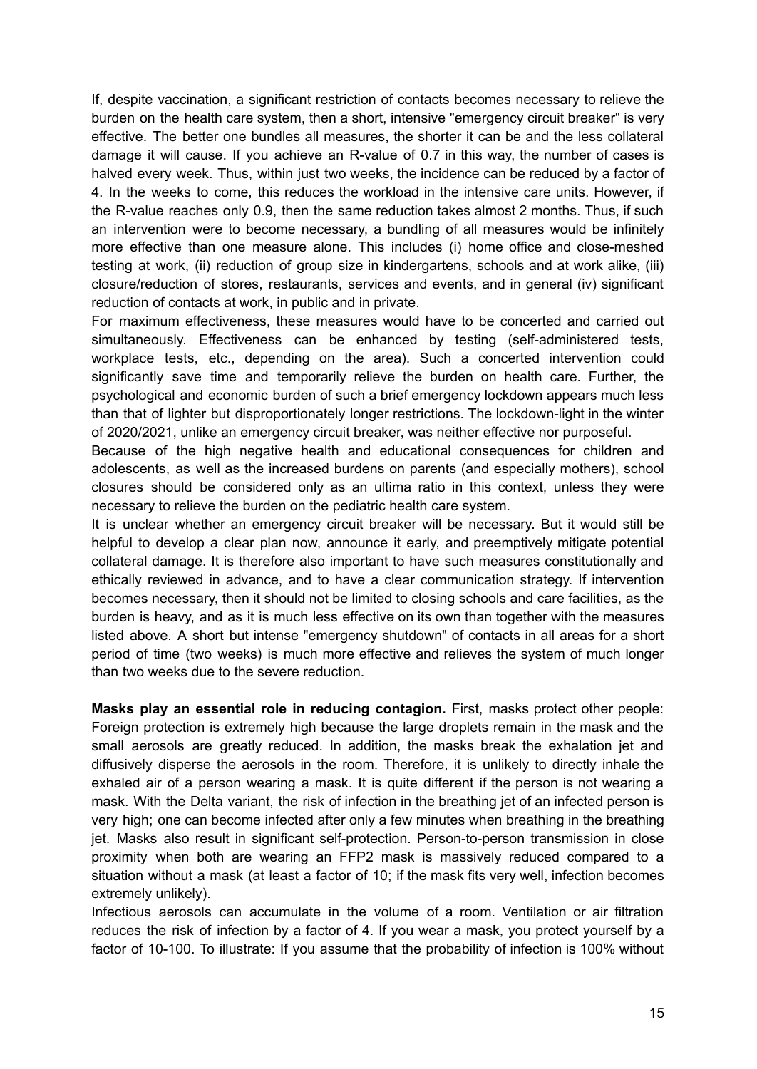If, despite vaccination, a significant restriction of contacts becomes necessary to relieve the burden on the health care system, then a short, intensive "emergency circuit breaker" is very effective. The better one bundles all measures, the shorter it can be and the less collateral damage it will cause. If you achieve an R-value of 0.7 in this way, the number of cases is halved every week. Thus, within just two weeks, the incidence can be reduced by a factor of 4. In the weeks to come, this reduces the workload in the intensive care units. However, if the R-value reaches only 0.9, then the same reduction takes almost 2 months. Thus, if such an intervention were to become necessary, a bundling of all measures would be infinitely more effective than one measure alone. This includes (i) home office and close-meshed testing at work, (ii) reduction of group size in kindergartens, schools and at work alike, (iii) closure/reduction of stores, restaurants, services and events, and in general (iv) significant reduction of contacts at work, in public and in private.

For maximum effectiveness, these measures would have to be concerted and carried out simultaneously. Effectiveness can be enhanced by testing (self-administered tests, workplace tests, etc., depending on the area). Such a concerted intervention could significantly save time and temporarily relieve the burden on health care. Further, the psychological and economic burden of such a brief emergency lockdown appears much less than that of lighter but disproportionately longer restrictions. The lockdown-light in the winter of 2020/2021, unlike an emergency circuit breaker, was neither effective nor purposeful.

Because of the high negative health and educational consequences for children and adolescents, as well as the increased burdens on parents (and especially mothers), school closures should be considered only as an ultima ratio in this context, unless they were necessary to relieve the burden on the pediatric health care system.

It is unclear whether an emergency circuit breaker will be necessary. But it would still be helpful to develop a clear plan now, announce it early, and preemptively mitigate potential collateral damage. It is therefore also important to have such measures constitutionally and ethically reviewed in advance, and to have a clear communication strategy. If intervention becomes necessary, then it should not be limited to closing schools and care facilities, as the burden is heavy, and as it is much less effective on its own than together with the measures listed above. A short but intense "emergency shutdown" of contacts in all areas for a short period of time (two weeks) is much more effective and relieves the system of much longer than two weeks due to the severe reduction.

**Masks play an essential role in reducing contagion.** First, masks protect other people: Foreign protection is extremely high because the large droplets remain in the mask and the small aerosols are greatly reduced. In addition, the masks break the exhalation jet and diffusively disperse the aerosols in the room. Therefore, it is unlikely to directly inhale the exhaled air of a person wearing a mask. It is quite different if the person is not wearing a mask. With the Delta variant, the risk of infection in the breathing jet of an infected person is very high; one can become infected after only a few minutes when breathing in the breathing jet. Masks also result in significant self-protection. Person-to-person transmission in close proximity when both are wearing an FFP2 mask is massively reduced compared to a situation without a mask (at least a factor of 10; if the mask fits very well, infection becomes extremely unlikely).

Infectious aerosols can accumulate in the volume of a room. Ventilation or air filtration reduces the risk of infection by a factor of 4. If you wear a mask, you protect yourself by a factor of 10-100. To illustrate: If you assume that the probability of infection is 100% without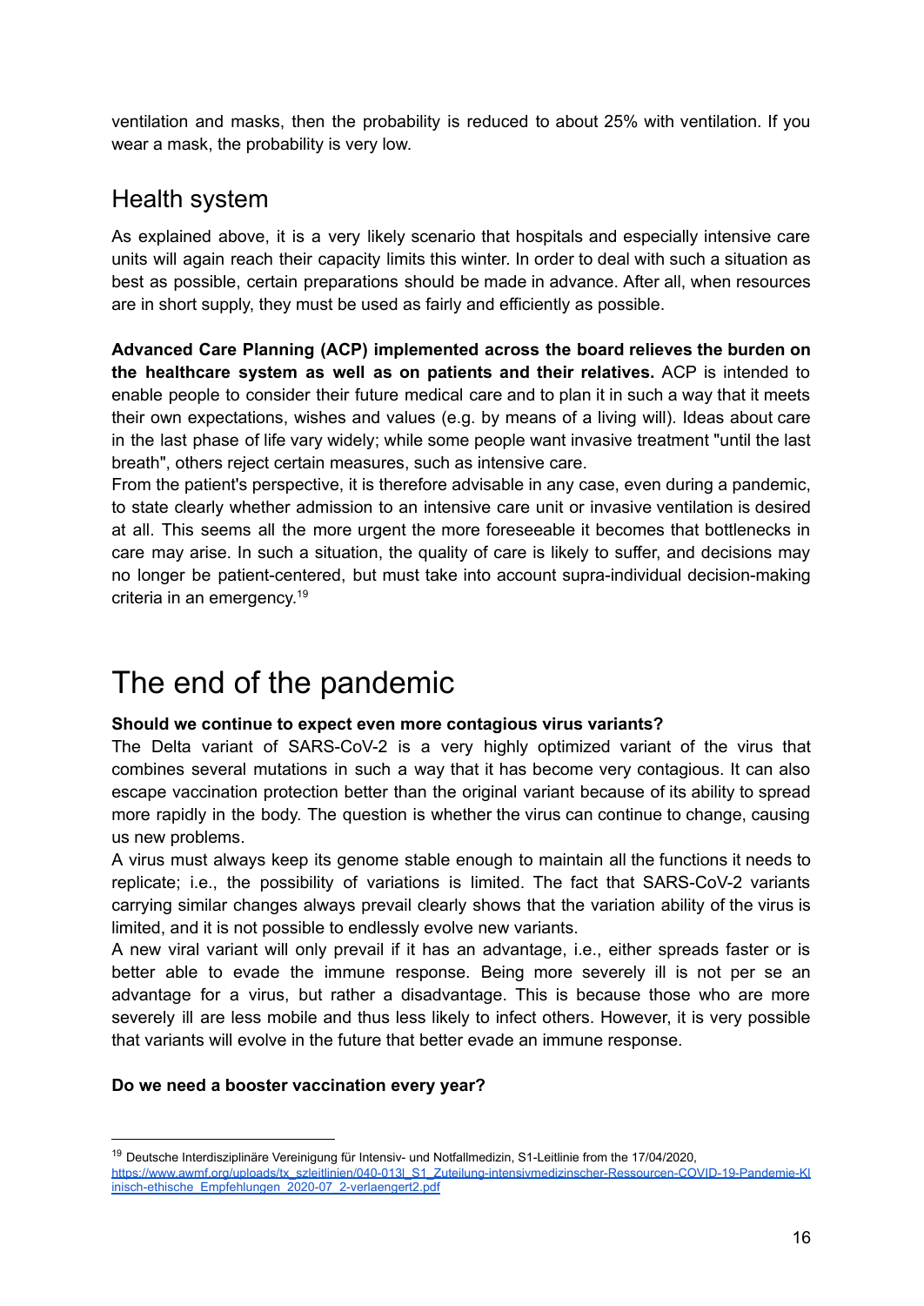ventilation and masks, then the probability is reduced to about 25% with ventilation. If you wear a mask, the probability is very low.

## Health system

As explained above, it is a very likely scenario that hospitals and especially intensive care units will again reach their capacity limits this winter. In order to deal with such a situation as best as possible, certain preparations should be made in advance. After all, when resources are in short supply, they must be used as fairly and efficiently as possible.

**Advanced Care Planning (ACP) implemented across the board relieves the burden on the healthcare system as well as on patients and their relatives.** ACP is intended to enable people to consider their future medical care and to plan it in such a way that it meets their own expectations, wishes and values (e.g. by means of a living will). Ideas about care in the last phase of life vary widely; while some people want invasive treatment "until the last breath", others reject certain measures, such as intensive care.

From the patient's perspective, it is therefore advisable in any case, even during a pandemic, to state clearly whether admission to an intensive care unit or invasive ventilation is desired at all. This seems all the more urgent the more foreseeable it becomes that bottlenecks in care may arise. In such a situation, the quality of care is likely to suffer, and decisions may no longer be patient-centered, but must take into account supra-individual decision-making criteria in an emergency.[19]

# The end of the pandemic

**Should we continue to expect even more contagious virus variants?**

The Delta variant of SARS-CoV-2 is a very highly optimized variant of the virus that combines several mutations in such a way that it has become very contagious. It can also escape vaccination protection better than the original variant because of its ability to spread more rapidly in the body. The question is whether the virus can continue to change, causing us new problems.

A virus must always keep its genome stable enough to maintain all the functions it needs to replicate; i.e., the possibility of variations is limited. The fact that SARS-CoV-2 variants carrying similar changes always prevail clearly shows that the variation ability of the virus is limited, and it is not possible to endlessly evolve new variants.

A new viral variant will only prevail if it has an advantage, i.e., either spreads faster or is better able to evade the immune response. Being more severely ill is not per se an advantage for a virus, but rather a disadvantage. This is because those who are more severely ill are less mobile and thus less likely to infect others. However, it is very possible that variants will evolve in the future that better evade an immune response.

**Do we need a booster vaccination every year?**

---

[19] Deutsche Interdisziplinäre Vereinigung für Intensiv- und Notfallmedizin, S1-Leitlinie from the 17/04/2020, https://www.awmf.org/uploads/tx_szleitlinien/040-013l_S1_Zuteilung-intensivmedizinscher-Ressourcen-COVID-19-Pandemie-Klinisch-ethische_Empfehlungen_2020-07_2-verlaengert2.pdf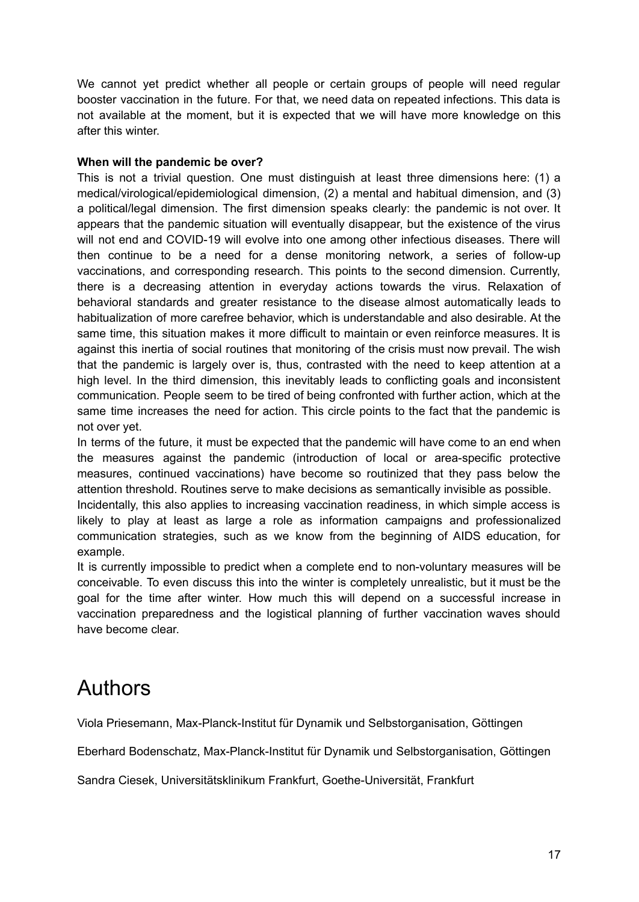We cannot yet predict whether all people or certain groups of people will need regular booster vaccination in the future. For that, we need data on repeated infections. This data is not available at the moment, but it is expected that we will have more knowledge on this after this winter.

**When will the pandemic be over?**

This is not a trivial question. One must distinguish at least three dimensions here: (1) a medical/virological/epidemiological dimension, (2) a mental and habitual dimension, and (3) a political/legal dimension. The first dimension speaks clearly: the pandemic is not over. It appears that the pandemic situation will eventually disappear, but the existence of the virus will not end and COVID-19 will evolve into one among other infectious diseases. There will then continue to be a need for a dense monitoring network, a series of follow-up vaccinations, and corresponding research. This points to the second dimension. Currently, there is a decreasing attention in everyday actions towards the virus. Relaxation of behavioral standards and greater resistance to the disease almost automatically leads to habitualization of more carefree behavior, which is understandable and also desirable. At the same time, this situation makes it more difficult to maintain or even reinforce measures. It is against this inertia of social routines that monitoring of the crisis must now prevail. The wish that the pandemic is largely over is, thus, contrasted with the need to keep attention at a high level. In the third dimension, this inevitably leads to conflicting goals and inconsistent communication. People seem to be tired of being confronted with further action, which at the same time increases the need for action. This circle points to the fact that the pandemic is not over yet.

In terms of the future, it must be expected that the pandemic will have come to an end when the measures against the pandemic (introduction of local or area-specific protective measures, continued vaccinations) have become so routinized that they pass below the attention threshold. Routines serve to make decisions as semantically invisible as possible.

Incidentally, this also applies to increasing vaccination readiness, in which simple access is likely to play at least as large a role as information campaigns and professionalized communication strategies, such as we know from the beginning of AIDS education, for example.

It is currently impossible to predict when a complete end to non-voluntary measures will be conceivable. To even discuss this into the winter is completely unrealistic, but it must be the goal for the time after winter. How much this will depend on a successful increase in vaccination preparedness and the logistical planning of further vaccination waves should have become clear.

# Authors

Viola Priesemann, Max-Planck-Institut für Dynamik und Selbstorganisation, Göttingen

Eberhard Bodenschatz, Max-Planck-Institut für Dynamik und Selbstorganisation, Göttingen

Sandra Ciesek, Universitätsklinikum Frankfurt, Goethe-Universität, Frankfurt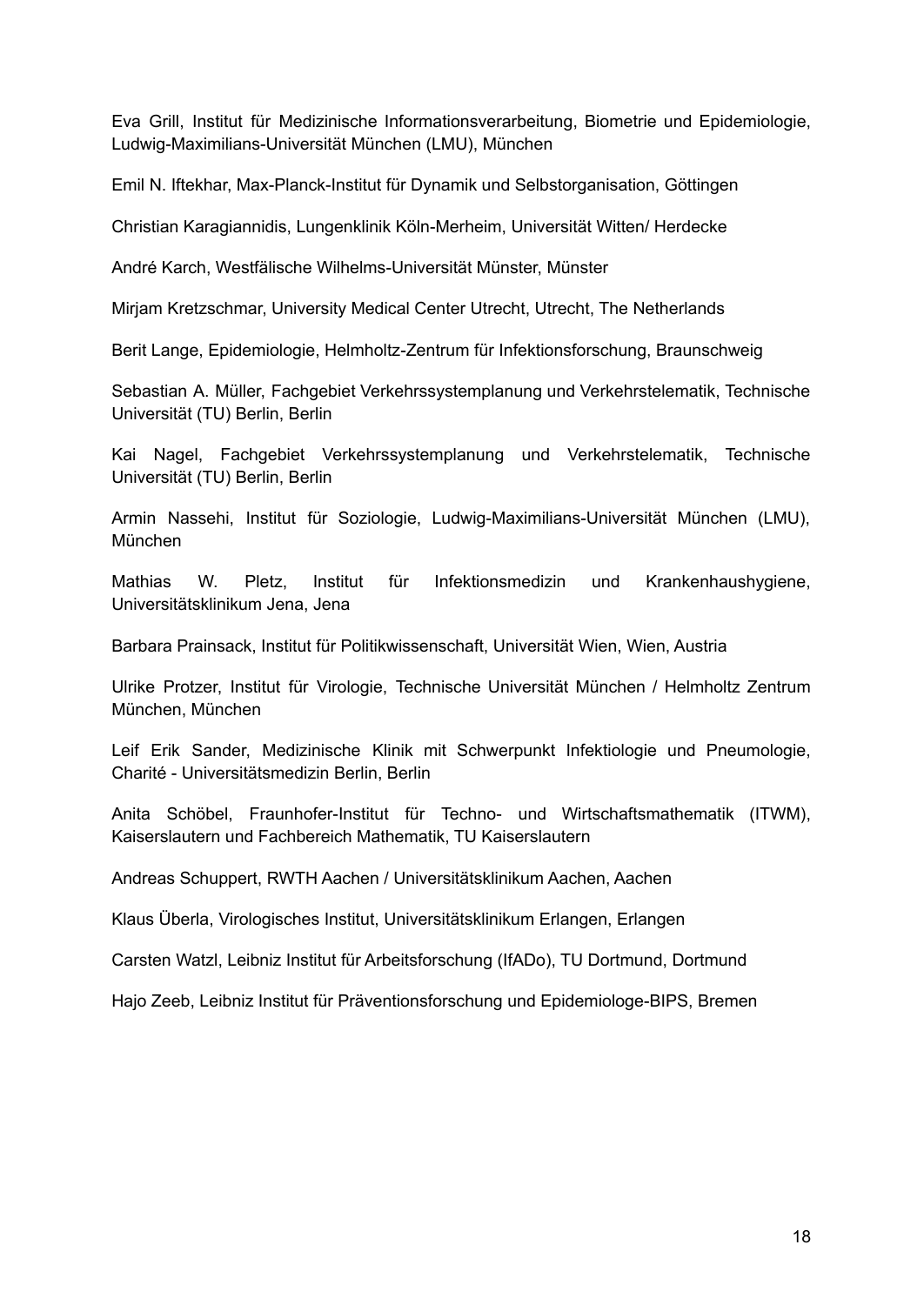Eva Grill, Institut für Medizinische Informationsverarbeitung, Biometrie und Epidemiologie, Ludwig-Maximilians-Universität München (LMU), München

Emil N. Iftekhar, Max-Planck-Institut für Dynamik und Selbstorganisation, Göttingen

Christian Karagiannidis, Lungenklinik Köln-Merheim, Universität Witten/ Herdecke

André Karch, Westfälische Wilhelms-Universität Münster, Münster

Mirjam Kretzschmar, University Medical Center Utrecht, Utrecht, The Netherlands

Berit Lange, Epidemiologie, Helmholtz-Zentrum für Infektionsforschung, Braunschweig

Sebastian A. Müller, Fachgebiet Verkehrssystemplanung und Verkehrstelematik, Technische Universität (TU) Berlin, Berlin

Kai Nagel, Fachgebiet Verkehrssystemplanung und Verkehrstelematik, Technische Universität (TU) Berlin, Berlin

Armin Nassehi, Institut für Soziologie, Ludwig-Maximilians-Universität München (LMU), München

Mathias W. Pletz, Institut für Infektionsmedizin und Krankenhaushygiene, Universitätsklinikum Jena, Jena

Barbara Prainsack, Institut für Politikwissenschaft, Universität Wien, Wien, Austria

Ulrike Protzer, Institut für Virologie, Technische Universität München / Helmholtz Zentrum München, München

Leif Erik Sander, Medizinische Klinik mit Schwerpunkt Infektiologie und Pneumologie, Charité - Universitätsmedizin Berlin, Berlin

Anita Schöbel, Fraunhofer-Institut für Techno- und Wirtschaftsmathematik (ITWM), Kaiserslautern und Fachbereich Mathematik, TU Kaiserslautern

Andreas Schuppert, RWTH Aachen / Universitätsklinikum Aachen, Aachen

Klaus Überla, Virologisches Institut, Universitätsklinikum Erlangen, Erlangen

Carsten Watzl, Leibniz Institut für Arbeitsforschung (IfADo), TU Dortmund, Dortmund

Hajo Zeeb, Leibniz Institut für Präventionsforschung und Epidemiologe-BIPS, Bremen